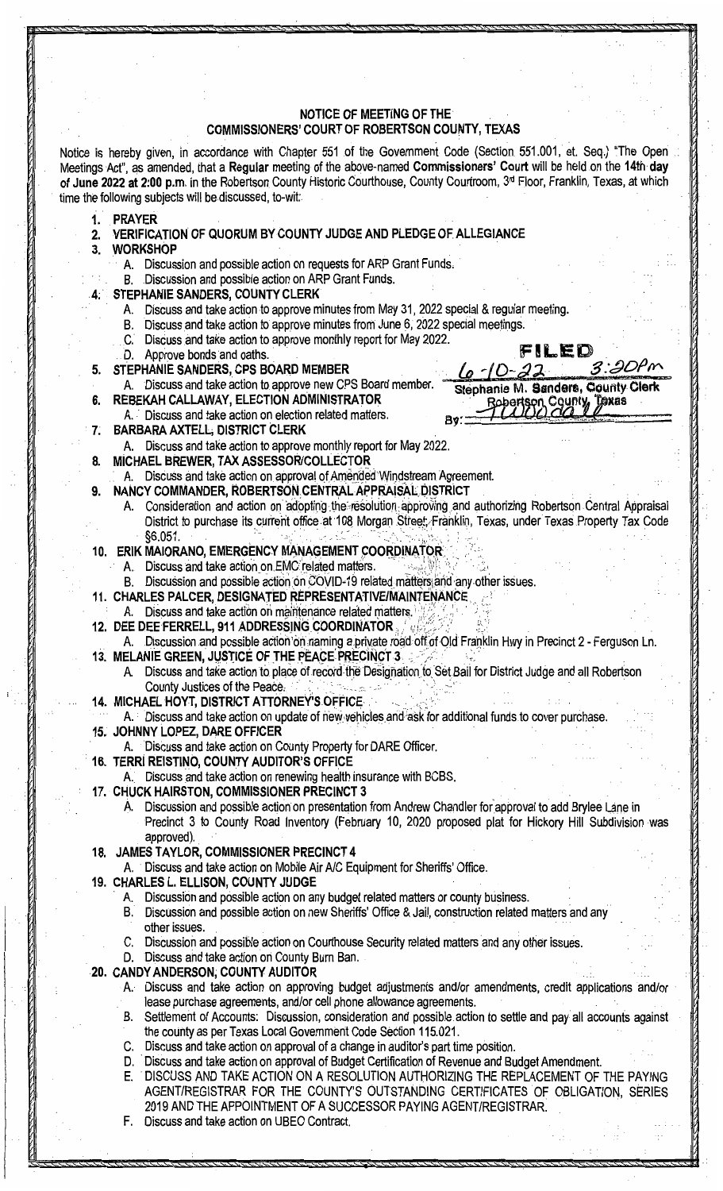## NOTICE OF MEETING OF THE COMMISSIONERS' COURT OF ROBERTSON COUNTY, TEXAS

Notice is hereby given, in accordance with Chapter 551 of the Government Code (Section 551.001, et. Seq.) "The Open Meetings Act", as amended, that a **Regular** meeting of the above-named **Commissioners' Court** will be held on the **14th day of June 2022 at 2:00 p.m.** in the Robertson County Historic Courthouse, County Courtroom, 3rd Floor, Franklin, Texas, at which time the following subjects will be discussed, to-wit:

FILED
6-10-22 3:20PM
Stephanie M. Sanders, County Clerk
Robertson County, Texas
By: TWoodall

1. **PRAYER**
2. **VERIFICATION OF QUORUM BY COUNTY JUDGE AND PLEDGE OF ALLEGIANCE**
3. **WORKSHOP**
   - A. Discussion and possible action on requests for ARP Grant Funds.
   - B. Discussion and possible action on ARP Grant Funds.
4. **STEPHANIE SANDERS, COUNTY CLERK**
   - A. Discuss and take action to approve minutes from May 31, 2022 special & regular meeting.
   - B. Discuss and take action to approve minutes from June 6, 2022 special meetings.
   - C. Discuss and take action to approve monthly report for May 2022.
   - D. Approve bonds and oaths.
5. **STEPHANIE SANDERS, CPS BOARD MEMBER**
   - A. Discuss and take action to approve new CPS Board member.
6. **REBEKAH CALLAWAY, ELECTION ADMINISTRATOR**
   - A. Discuss and take action on election related matters.
7. **BARBARA AXTELL, DISTRICT CLERK**
   - A. Discuss and take action to approve monthly report for May 2022.
8. **MICHAEL BREWER, TAX ASSESSOR/COLLECTOR**
   - A. Discuss and take action on approval of Amended Windstream Agreement.
9. **NANCY COMMANDER, ROBERTSON CENTRAL APPRAISAL DISTRICT**
   - A. Consideration and action on adopting the resolution approving and authorizing Robertson Central Appraisal District to purchase its current office at 108 Morgan Street, Franklin, Texas, under Texas Property Tax Code §6.051.
10. **ERIK MAIORANO, EMERGENCY MANAGEMENT COORDINATOR**
    - A. Discuss and take action on EMC related matters.
    - B. Discussion and possible action on COVID-19 related matters and any other issues.
11. **CHARLES PALCER, DESIGNATED REPRESENTATIVE/MAINTENANCE**
    - A. Discuss and take action on maintenance related matters.
12. **DEE DEE FERRELL, 911 ADDRESSING COORDINATOR**
    - A. Discussion and possible action on naming a private road off of Old Franklin Hwy in Precinct 2 - Ferguson Ln.
13. **MELANIE GREEN, JUSTICE OF THE PEACE PRECINCT 3**
    - A. Discuss and take action to place of record the Designation to Set Bail for District Judge and all Robertson County Justices of the Peace.
14. **MICHAEL HOYT, DISTRICT ATTORNEY'S OFFICE**
    - A. Discuss and take action on update of new vehicles and ask for additional funds to cover purchase.
15. **JOHNNY LOPEZ, DARE OFFICER**
    - A. Discuss and take action on County Property for DARE Officer.
16. **TERRI REISTINO, COUNTY AUDITOR'S OFFICE**
    - A. Discuss and take action on renewing health insurance with BCBS.
17. **CHUCK HAIRSTON, COMMISSIONER PRECINCT 3**
    - A. Discussion and possible action on presentation from Andrew Chandler for approval to add Brylee Lane in Precinct 3 to County Road Inventory (February 10, 2020 proposed plat for Hickory Hill Subdivision was approved).
18. **JAMES TAYLOR, COMMISSIONER PRECINCT 4**
    - A. Discuss and take action on Mobile Air A/C Equipment for Sheriffs' Office.
19. **CHARLES L. ELLISON, COUNTY JUDGE**
    - A. Discussion and possible action on any budget related matters or county business.
    - B. Discussion and possible action on new Sheriffs' Office & Jail, construction related matters and any other issues.
    - C. Discussion and possible action on Courthouse Security related matters and any other issues.
    - D. Discuss and take action on County Burn Ban.
20. **CANDY ANDERSON, COUNTY AUDITOR**
    - A. Discuss and take action on approving budget adjustments and/or amendments, credit applications and/or lease purchase agreements, and/or cell phone allowance agreements.
    - B. Settlement of Accounts: Discussion, consideration and possible action to settle and pay all accounts against the county as per Texas Local Government Code Section 115.021.
    - C. Discuss and take action on approval of a change in auditor's part time position.
    - D. Discuss and take action on approval of Budget Certification of Revenue and Budget Amendment.
    - E. DISCUSS AND TAKE ACTION ON A RESOLUTION AUTHORIZING THE REPLACEMENT OF THE PAYING AGENT/REGISTRAR FOR THE COUNTY'S OUTSTANDING CERTIFICATES OF OBLIGATION, SERIES 2019 AND THE APPOINTMENT OF A SUCCESSOR PAYING AGENT/REGISTRAR.
    - F. Discuss and take action on UBEO Contract.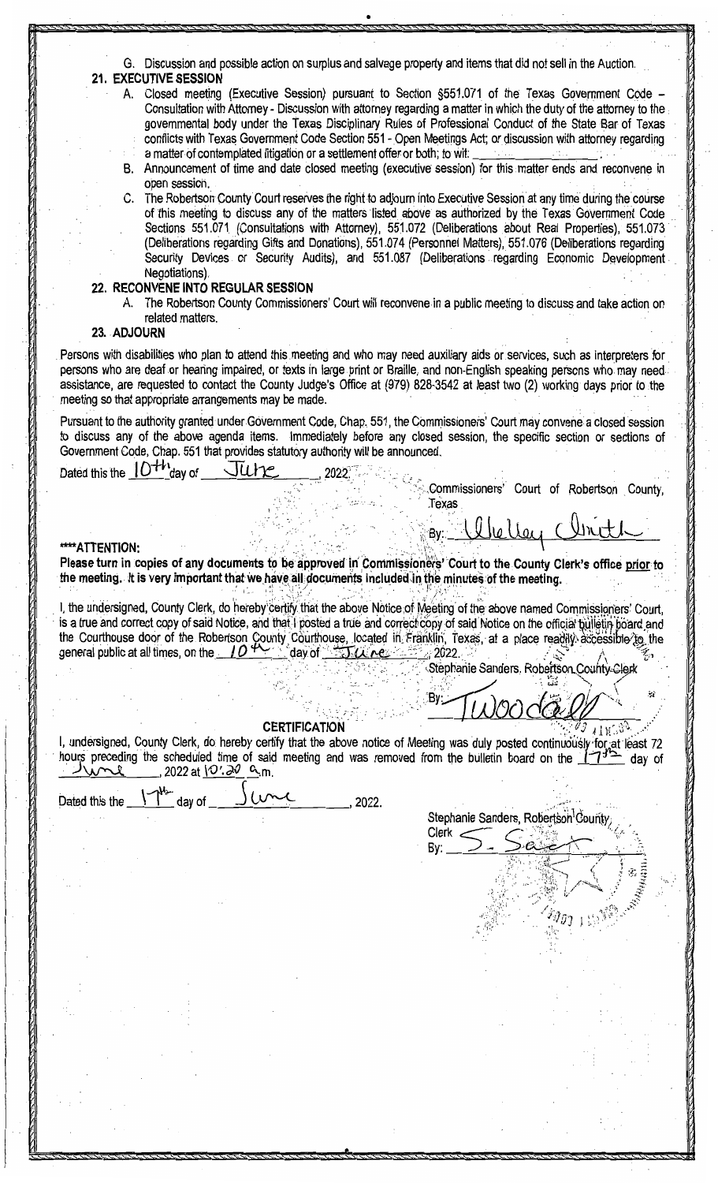G. Discussion and possible action on surplus and salvage property and items that did not sell in the Auction.

## 21. EXECUTIVE SESSION

A. Closed meeting (Executive Session) pursuant to Section §551.071 of the Texas Government Code – Consultation with Attorney - Discussion with attorney regarding a matter in which the duty of the attorney to the governmental body under the Texas Disciplinary Rules of Professional Conduct of the State Bar of Texas conflicts with Texas Government Code Section 551 - Open Meetings Act; or discussion with attorney regarding a matter of contemplated litigation or a settlement offer or both; to wit: ____________.

B. Announcement of time and date closed meeting (executive session) for this matter ends and reconvene in open session.

C. The Robertson County Court reserves the right to adjourn into Executive Session at any time during the course of this meeting to discuss any of the matters listed above as authorized by the Texas Government Code Sections 551.071 (Consultations with Attorney), 551.072 (Deliberations about Real Properties), 551.073 (Deliberations regarding Gifts and Donations), 551.074 (Personnel Matters), 551.076 (Deliberations regarding Security Devices or Security Audits), and 551.087 (Deliberations regarding Economic Development Negotiations).

## 22. RECONVENE INTO REGULAR SESSION

A. The Robertson County Commissioners' Court will reconvene in a public meeting to discuss and take action on related matters.

## 23. ADJOURN

Persons with disabilities who plan to attend this meeting and who may need auxiliary aids or services, such as interpreters for persons who are deaf or hearing impaired, or texts in large print or Braille, and non-English speaking persons who may need assistance, are requested to contact the County Judge's Office at (979) 828-3542 at least two (2) working days prior to the meeting so that appropriate arrangements may be made.

Pursuant to the authority granted under Government Code, Chap. 551, the Commissioners' Court may convene a closed session to discuss any of the above agenda items. Immediately before any closed session, the specific section or sections of Government Code, Chap. 551 that provides statutory authority will be announced.

Dated this the 10th day of June, 2022.

Commissioners' Court of Robertson County, Texas

By: Shelley Smith

****ATTENTION:**

**Please turn in copies of any documents to be approved in Commissioners' Court to the County Clerk's office <u>prior</u> to the meeting. It is very important that we have all documents included in the minutes of the meeting.**

I, the undersigned, County Clerk, do hereby certify that the above Notice of Meeting of the above named Commissioners' Court, is a true and correct copy of said Notice, and that I posted a true and correct copy of said Notice on the official bulletin board and the Courthouse door of the Robertson County Courthouse, located in Franklin, Texas, at a place readily accessible to the general public at all times, on the 10th day of June, 2022.

Stephanie Sanders, Robertson County Clerk

By: TWoodall

**CERTIFICATION**

I, undersigned, County Clerk, do hereby certify that the above notice of Meeting was duly posted continuously for at least 72 hours preceding the scheduled time of said meeting and was removed from the bulletin board on the 17th day of June, 2022 at 10:30 a.m.

Dated this the 17th day of June, 2022.

Stephanie Sanders, Robertson County Clerk

By: S. Saenz